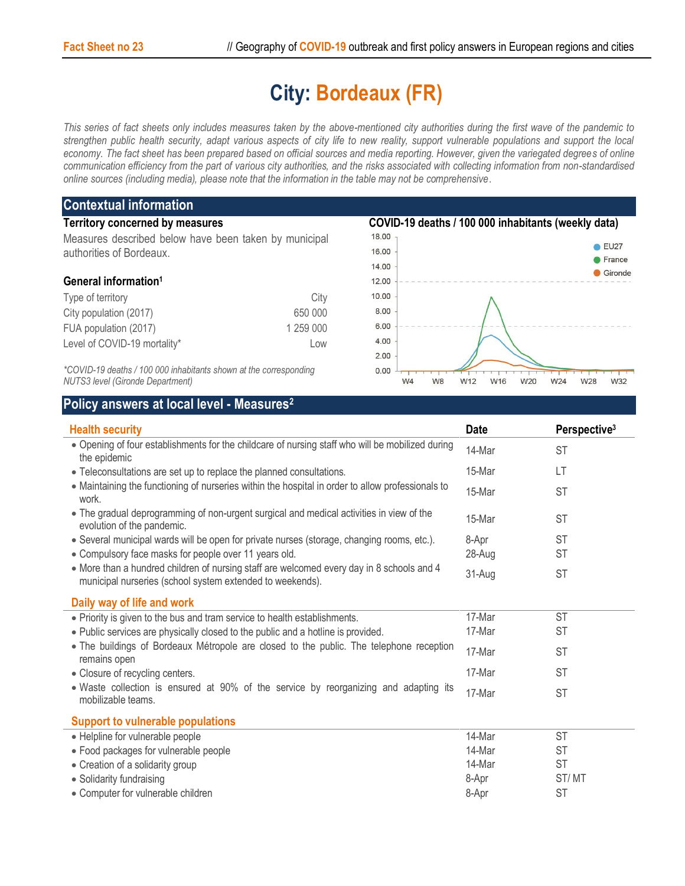# City: Bordeaux (FR)

*This series of fact sheets only includes measures taken by the above-mentioned city authorities during the first wave of the pandemic to strengthen public health security, adapt various aspects of city life to new reality, support vulnerable populations and support the local economy. The fact sheet has been prepared based on official sources and media reporting. However, given the variegated degrees of online communication efficiency from the part of various city authorities, and the risks associated with collecting information from non-standardised online sources (including media), please note that the information in the table may not be comprehensive.*

## Contextual information

### Territory concerned by measures

Measures described below have been taken by municipal authorities of Bordeaux.

### General information[1]

| | |
|---|---|
| Type of territory | City |
| City population (2017) | 650 000 |
| FUA population (2017) | 1 259 000 |
| Level of COVID-19 mortality* | Low |

*\*COVID-19 deaths / 100 000 inhabitants shown at the corresponding NUTS3 level (Gironde Department)*

### COVID-19 deaths / 100 000 inhabitants (weekly data)

## Policy answers at local level - Measures[2]

| Health security | Date | Perspective[3] |
|---|---|---|
| • Opening of four establishments for the childcare of nursing staff who will be mobilized during the epidemic | 14-Mar | ST |
| • Teleconsultations are set up to replace the planned consultations. | 15-Mar | LT |
| • Maintaining the functioning of nurseries within the hospital in order to allow professionals to work. | 15-Mar | ST |
| • The gradual deprogramming of non-urgent surgical and medical activities in view of the evolution of the pandemic. | 15-Mar | ST |
| • Several municipal wards will be open for private nurses (storage, changing rooms, etc.). | 8-Apr | ST |
| • Compulsory face masks for people over 11 years old. | 28-Aug | ST |
| • More than a hundred children of nursing staff are welcomed every day in 8 schools and 4 municipal nurseries (school system extended to weekends). | 31-Aug | ST |
| **Daily way of life and work** | | |
| • Priority is given to the bus and tram service to health establishments. | 17-Mar | ST |
| • Public services are physically closed to the public and a hotline is provided. | 17-Mar | ST |
| • The buildings of Bordeaux Métropole are closed to the public. The telephone reception remains open | 17-Mar | ST |
| • Closure of recycling centers. | 17-Mar | ST |
| • Waste collection is ensured at 90% of the service by reorganizing and adapting its mobilizable teams. | 17-Mar | ST |
| **Support to vulnerable populations** | | |
| • Helpline for vulnerable people | 14-Mar | ST |
| • Food packages for vulnerable people | 14-Mar | ST |
| • Creation of a solidarity group | 14-Mar | ST |
| • Solidarity fundraising | 8-Apr | ST/ MT |
| • Computer for vulnerable children | 8-Apr | ST |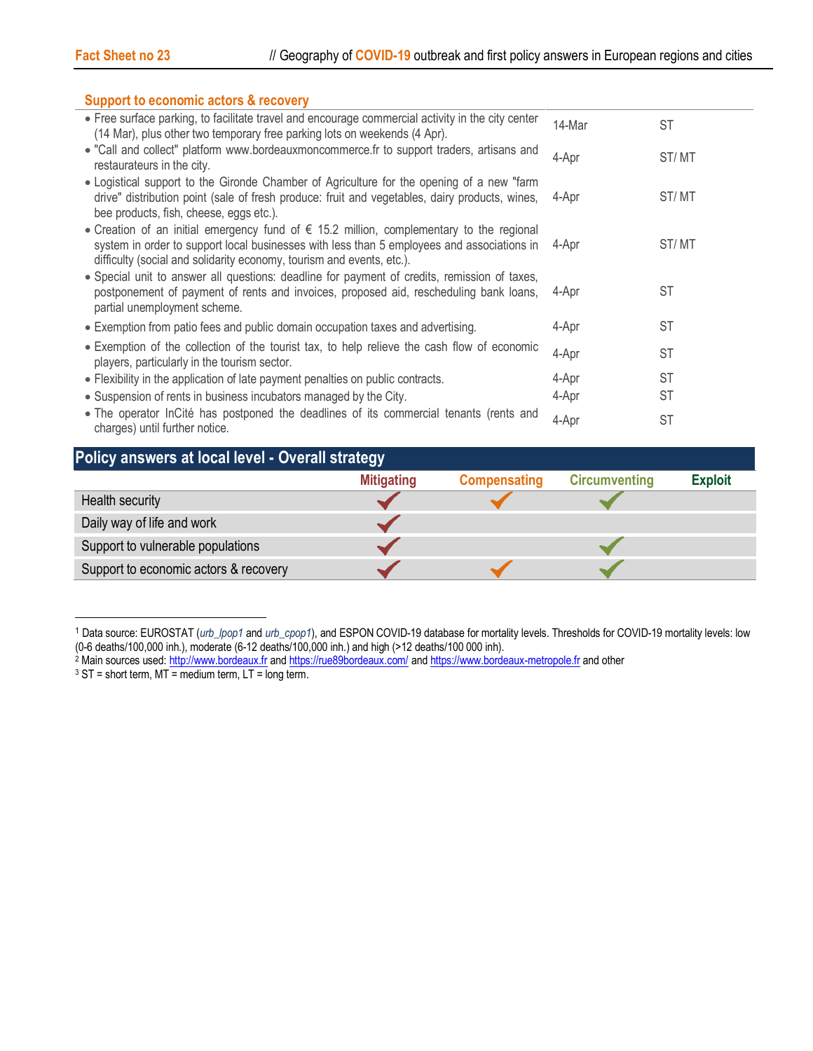### Support to economic actors & recovery

| | | |
|---|---|---|
| • Free surface parking, to facilitate travel and encourage commercial activity in the city center (14 Mar), plus other two temporary free parking lots on weekends (4 Apr). | 14-Mar | ST |
| • "Call and collect" platform www.bordeauxmoncommerce.fr to support traders, artisans and restaurateurs in the city. | 4-Apr | ST/ MT |
| • Logistical support to the Gironde Chamber of Agriculture for the opening of a new "farm drive" distribution point (sale of fresh produce: fruit and vegetables, dairy products, wines, bee products, fish, cheese, eggs etc.). | 4-Apr | ST/ MT |
| • Creation of an initial emergency fund of € 15.2 million, complementary to the regional system in order to support local businesses with less than 5 employees and associations in difficulty (social and solidarity economy, tourism and events, etc.). | 4-Apr | ST/ MT |
| • Special unit to answer all questions: deadline for payment of credits, remission of taxes, postponement of payment of rents and invoices, proposed aid, rescheduling bank loans, partial unemployment scheme. | 4-Apr | ST |
| • Exemption from patio fees and public domain occupation taxes and advertising. | 4-Apr | ST |
| • Exemption of the collection of the tourist tax, to help relieve the cash flow of economic players, particularly in the tourism sector. | 4-Apr | ST |
| • Flexibility in the application of late payment penalties on public contracts. | 4-Apr | ST |
| • Suspension of rents in business incubators managed by the City. | 4-Apr | ST |
| • The operator InCité has postponed the deadlines of its commercial tenants (rents and charges) until further notice. | 4-Apr | ST |

## Policy answers at local level - Overall strategy

| | Mitigating | Compensating | Circumventing | Exploit |
|---|---|---|---|---|
| Health security | ✔ | ✔ | ✔ | |
| Daily way of life and work | ✔ | | | |
| Support to vulnerable populations | ✔ | | ✔ | |
| Support to economic actors & recovery | ✔ | ✔ | ✔ | |

---

[1] Data source: EUROSTAT (*urb_lpop1* and *urb_cpop1*), and ESPON COVID-19 database for mortality levels. Thresholds for COVID-19 mortality levels: low (0-6 deaths/100,000 inh.), moderate (6-12 deaths/100,000 inh.) and high (>12 deaths/100 000 inh).

[2] Main sources used: http://www.bordeaux.fr and https://rue89bordeaux.com/ and https://www.bordeaux-metropole.fr and other

[3] ST = short term, MT = medium term, LT = long term.